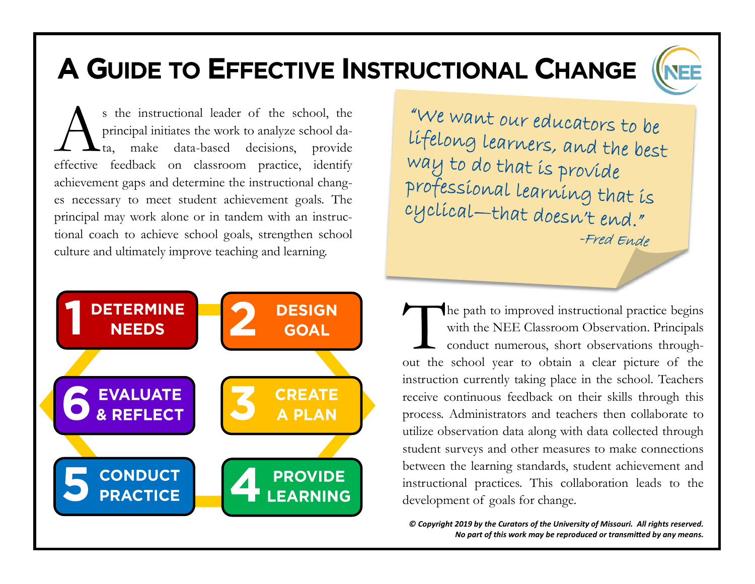# A Guide to Effective Instructional Change

As the instructional leader of the school, the principal initiates the work to analyze school data, make data-based decisions, provide effective feedback on classroom practice, identify achievement gaps and determine the instructional changes necessary to meet student achievement goals. The principal may work alone or in tandem with an instructional coach to achieve school goals, strengthen school culture and ultimately improve teaching and learning.

> "We want our educators to be lifelong learners, and the best way to do that is provide professional learning that is cyclical—that doesn't end."
>
> -Fred Ende

1. **DETERMINE NEEDS**
2. **DESIGN GOAL**
3. **CREATE A PLAN**
4. **PROVIDE LEARNING**
5. **CONDUCT PRACTICE**
6. **EVALUATE & REFLECT**

The path to improved instructional practice begins with the NEE Classroom Observation. Principals conduct numerous, short observations throughout the school year to obtain a clear picture of the instruction currently taking place in the school. Teachers receive continuous feedback on their skills through this process. Administrators and teachers then collaborate to utilize observation data along with data collected through student surveys and other measures to make connections between the learning standards, student achievement and instructional practices. This collaboration leads to the development of goals for change.

***© Copyright 2019 by the Curators of the University of Missouri. All rights reserved. No part of this work may be reproduced or transmitted by any means.***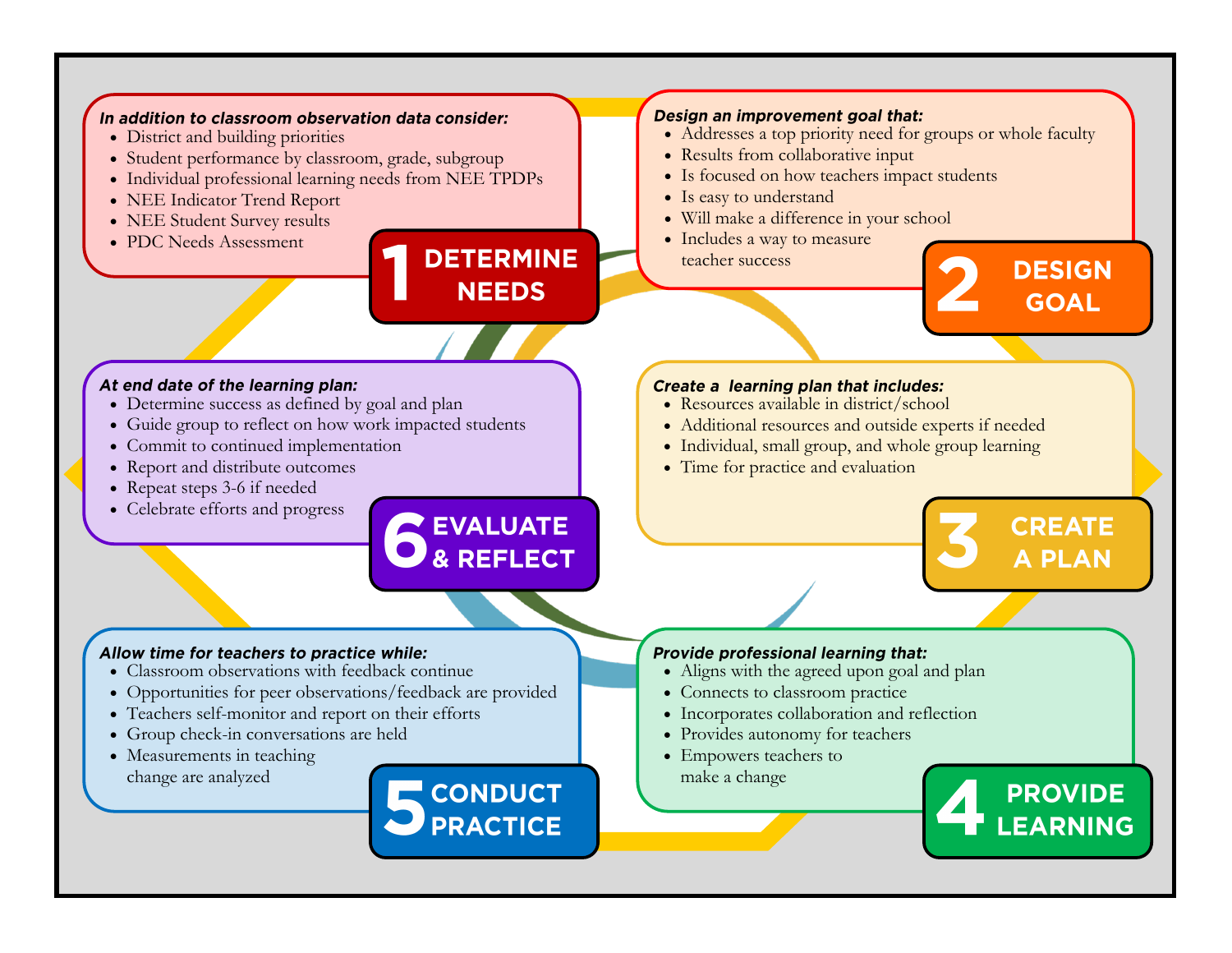## 1 DETERMINE NEEDS

***In addition to classroom observation data consider:***

- District and building priorities
- Student performance by classroom, grade, subgroup
- Individual professional learning needs from NEE TPDPs
- NEE Indicator Trend Report
- NEE Student Survey results
- PDC Needs Assessment

## 2 DESIGN GOAL

***Design an improvement goal that:***

- Addresses a top priority need for groups or whole faculty
- Results from collaborative input
- Is focused on how teachers impact students
- Is easy to understand
- Will make a difference in your school
- Includes a way to measure teacher success

## 3 CREATE A PLAN

***Create a learning plan that includes:***

- Resources available in district/school
- Additional resources and outside experts if needed
- Individual, small group, and whole group learning
- Time for practice and evaluation

## 4 PROVIDE LEARNING

***Provide professional learning that:***

- Aligns with the agreed upon goal and plan
- Connects to classroom practice
- Incorporates collaboration and reflection
- Provides autonomy for teachers
- Empowers teachers to make a change

## 5 CONDUCT PRACTICE

***Allow time for teachers to practice while:***

- Classroom observations with feedback continue
- Opportunities for peer observations/feedback are provided
- Teachers self-monitor and report on their efforts
- Group check-in conversations are held
- Measurements in teaching change are analyzed

## 6 EVALUATE & REFLECT

***At end date of the learning plan:***

- Determine success as defined by goal and plan
- Guide group to reflect on how work impacted students
- Commit to continued implementation
- Report and distribute outcomes
- Repeat steps 3-6 if needed
- Celebrate efforts and progress